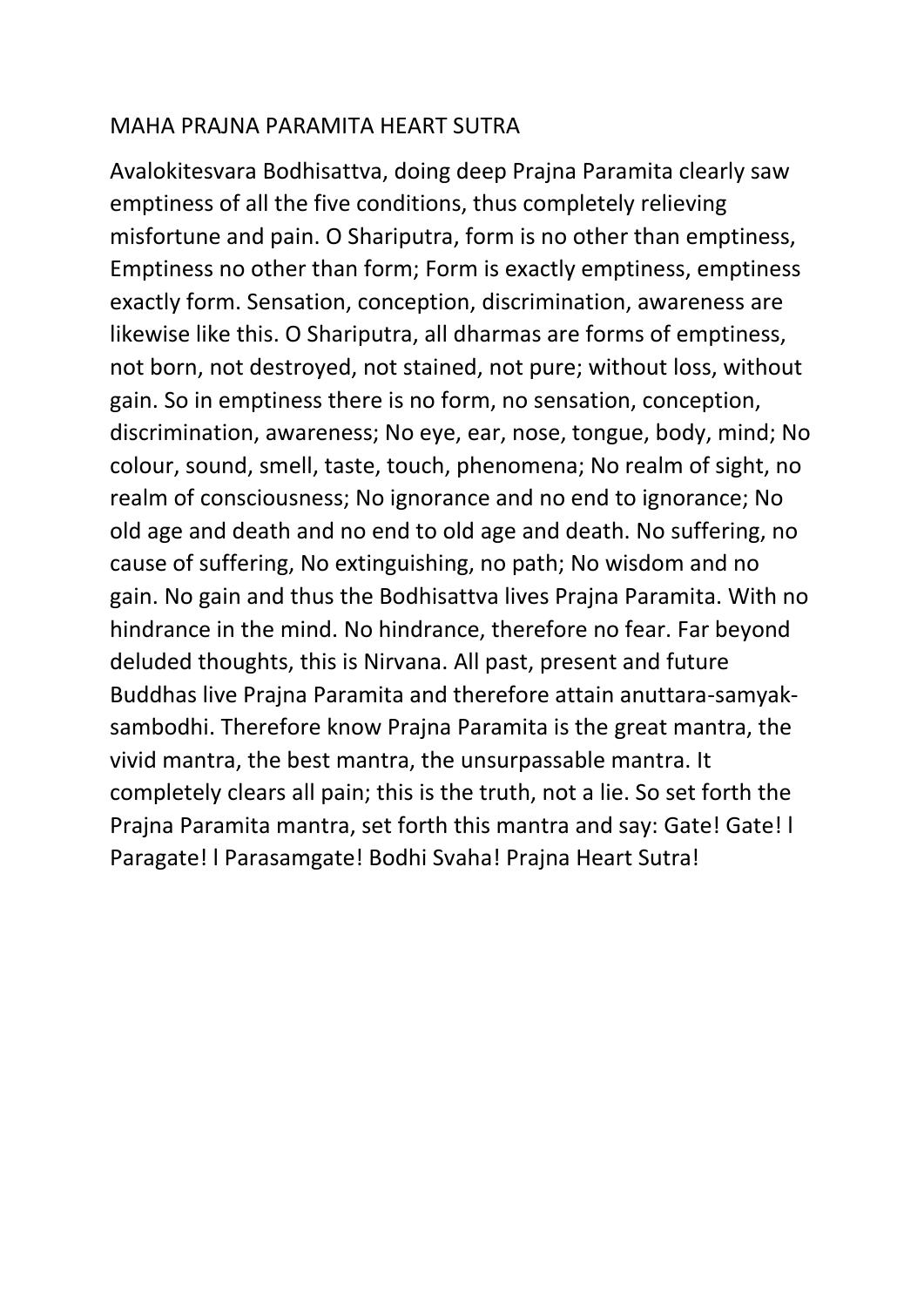# MAHA PRAJNA PARAMITA HEART SUTRA

Avalokitesvara Bodhisattva, doing deep Prajna Paramita clearly saw emptiness of all the five conditions, thus completely relieving misfortune and pain. O Shariputra, form is no other than emptiness, Emptiness no other than form; Form is exactly emptiness, emptiness exactly form. Sensation, conception, discrimination, awareness are likewise like this. O Shariputra, all dharmas are forms of emptiness, not born, not destroyed, not stained, not pure; without loss, without gain. So in emptiness there is no form, no sensation, conception, discrimination, awareness; No eye, ear, nose, tongue, body, mind; No colour, sound, smell, taste, touch, phenomena; No realm of sight, no realm of consciousness; No ignorance and no end to ignorance; No old age and death and no end to old age and death. No suffering, no cause of suffering, No extinguishing, no path; No wisdom and no gain. No gain and thus the Bodhisattva lives Prajna Paramita. With no hindrance in the mind. No hindrance, therefore no fear. Far beyond deluded thoughts, this is Nirvana. All past, present and future Buddhas live Prajna Paramita and therefore attain anuttara-samyak-sambodhi. Therefore know Prajna Paramita is the great mantra, the vivid mantra, the best mantra, the unsurpassable mantra. It completely clears all pain; this is the truth, not a lie. So set forth the Prajna Paramita mantra, set forth this mantra and say: Gate! Gate! l Paragate! l Parasamgate! Bodhi Svaha! Prajna Heart Sutra!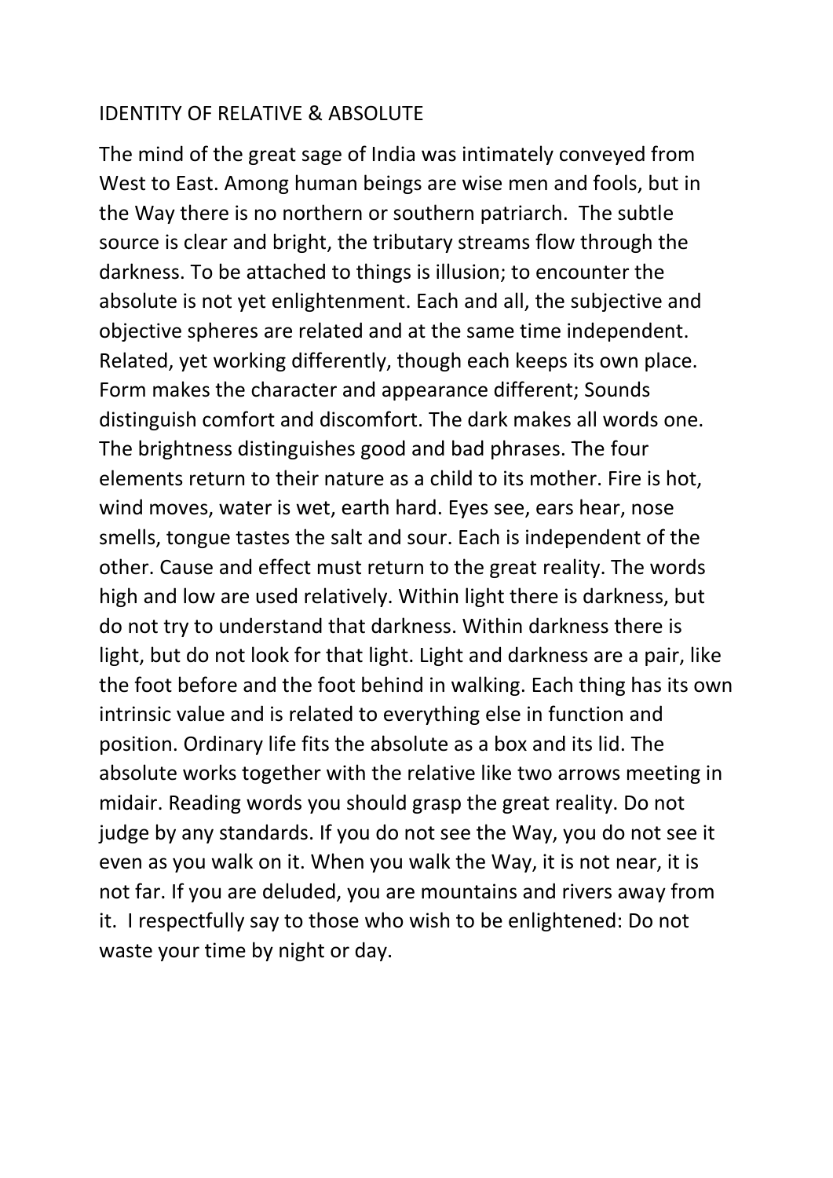# IDENTITY OF RELATIVE & ABSOLUTE

The mind of the great sage of India was intimately conveyed from West to East. Among human beings are wise men and fools, but in the Way there is no northern or southern patriarch. The subtle source is clear and bright, the tributary streams flow through the darkness. To be attached to things is illusion; to encounter the absolute is not yet enlightenment. Each and all, the subjective and objective spheres are related and at the same time independent. Related, yet working differently, though each keeps its own place. Form makes the character and appearance different; Sounds distinguish comfort and discomfort. The dark makes all words one. The brightness distinguishes good and bad phrases. The four elements return to their nature as a child to its mother. Fire is hot, wind moves, water is wet, earth hard. Eyes see, ears hear, nose smells, tongue tastes the salt and sour. Each is independent of the other. Cause and effect must return to the great reality. The words high and low are used relatively. Within light there is darkness, but do not try to understand that darkness. Within darkness there is light, but do not look for that light. Light and darkness are a pair, like the foot before and the foot behind in walking. Each thing has its own intrinsic value and is related to everything else in function and position. Ordinary life fits the absolute as a box and its lid. The absolute works together with the relative like two arrows meeting in midair. Reading words you should grasp the great reality. Do not judge by any standards. If you do not see the Way, you do not see it even as you walk on it. When you walk the Way, it is not near, it is not far. If you are deluded, you are mountains and rivers away from it. I respectfully say to those who wish to be enlightened: Do not waste your time by night or day.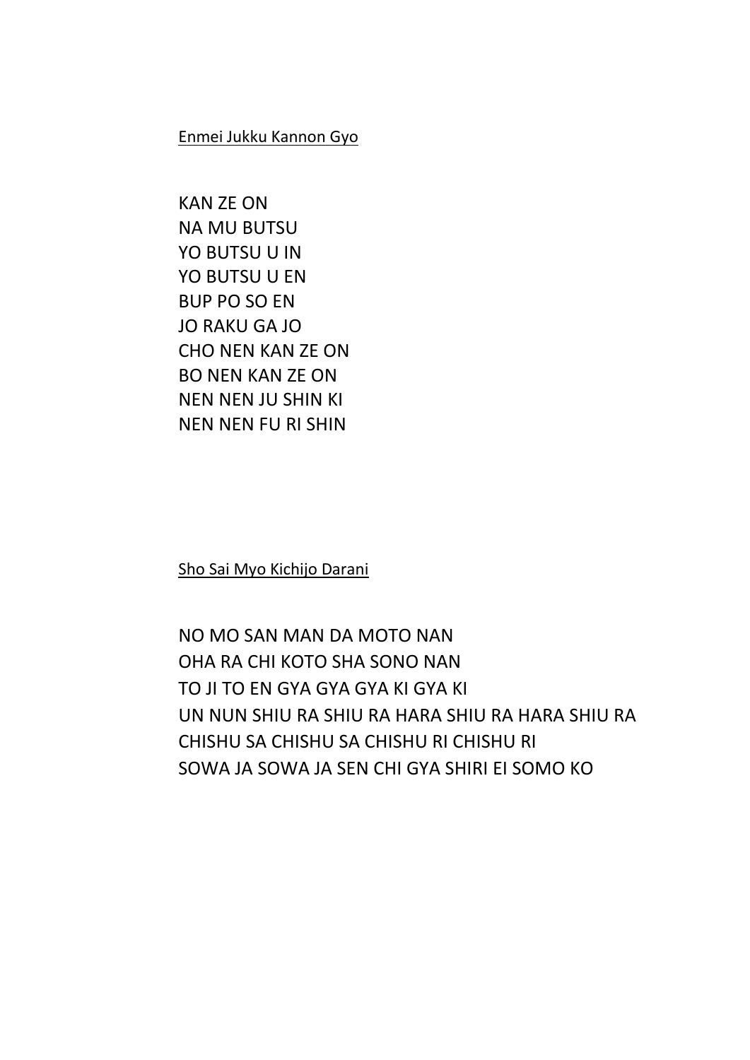## Enmei Jukku Kannon Gyo

KAN ZE ON
NA MU BUTSU
YO BUTSU U IN
YO BUTSU U EN
BUP PO SO EN
JO RAKU GA JO
CHO NEN KAN ZE ON
BO NEN KAN ZE ON
NEN NEN JU SHIN KI
NEN NEN FU RI SHIN

## Sho Sai Myo Kichijo Darani

NO MO SAN MAN DA MOTO NAN
OHA RA CHI KOTO SHA SONO NAN
TO JI TO EN GYA GYA GYA KI GYA KI
UN NUN SHIU RA SHIU RA HARA SHIU RA HARA SHIU RA
CHISHU SA CHISHU SA CHISHU RI CHISHU RI
SOWA JA SOWA JA SEN CHI GYA SHIRI EI SOMO KO